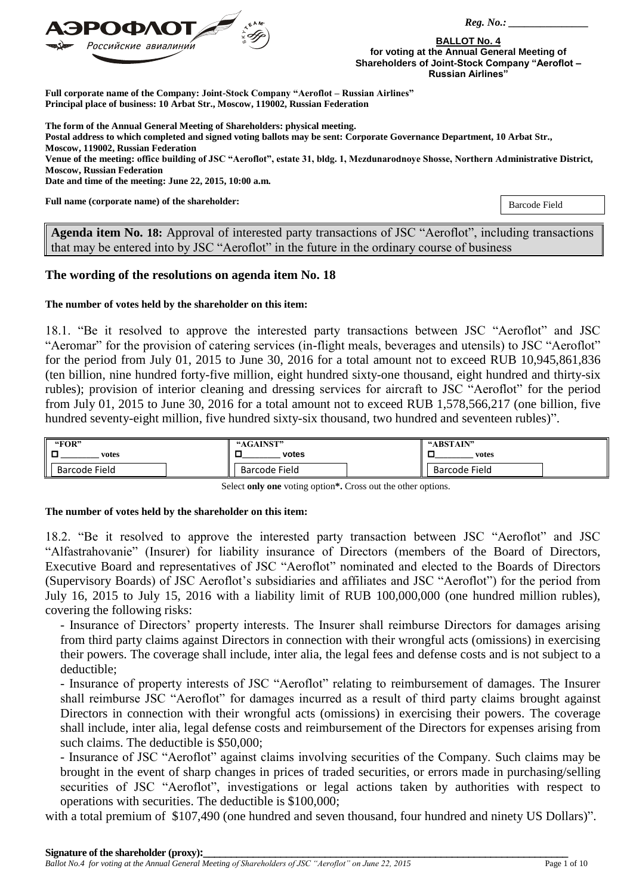Reg. No.: _______________

**BALLOT No. 4**
**for voting at the Annual General Meeting of Shareholders of Joint-Stock Company "Aeroflot – Russian Airlines"**

**Full corporate name of the Company: Joint-Stock Company "Aeroflot – Russian Airlines"**
**Principal place of business: 10 Arbat Str., Moscow, 119002, Russian Federation**

**The form of the Annual General Meeting of Shareholders: physical meeting.**
**Postal address to which completed and signed voting ballots may be sent: Corporate Governance Department, 10 Arbat Str., Moscow, 119002, Russian Federation**
**Venue of the meeting: office building of JSC "Aeroflot", estate 31, bldg. 1, Mezdunarodnoye Shosse, Northern Administrative District, Moscow, Russian Federation**
**Date and time of the meeting: June 22, 2015, 10:00 a.m.**

**Full name (corporate name) of the shareholder:**

Barcode Field

**Agenda item No. 18:** Approval of interested party transactions of JSC "Aeroflot", including transactions that may be entered into by JSC "Aeroflot" in the future in the ordinary course of business

## The wording of the resolutions on agenda item No. 18

**The number of votes held by the shareholder on this item:**

18.1. "Be it resolved to approve the interested party transactions between JSC "Aeroflot" and JSC "Aeromar" for the provision of catering services (in-flight meals, beverages and utensils) to JSC "Aeroflot" for the period from July 01, 2015 to June 30, 2016 for a total amount not to exceed RUB 10,945,861,836 (ten billion, nine hundred forty-five million, eight hundred sixty-one thousand, eight hundred and thirty-six rubles); provision of interior cleaning and dressing services for aircraft to JSC "Aeroflot" for the period from July 01, 2015 to June 30, 2016 for a total amount not to exceed RUB 1,578,566,217 (one billion, five hundred seventy-eight million, five hundred sixty-six thousand, two hundred and seventeen rubles)".

| "FOR" | "AGAINST" | "ABSTAIN" |
|---|---|---|
| ☐ ________ votes | ☐ ________ votes | ☐ ________ votes |
| Barcode Field | Barcode Field | Barcode Field |

Select **only one** voting option**\***. Cross out the other options.

**The number of votes held by the shareholder on this item:**

18.2. "Be it resolved to approve the interested party transaction between JSC "Aeroflot" and JSC "Alfastrahovanie" (Insurer) for liability insurance of Directors (members of the Board of Directors, Executive Board and representatives of JSC "Aeroflot" nominated and elected to the Boards of Directors (Supervisory Boards) of JSC Aeroflot's subsidiaries and affiliates and JSC "Aeroflot") for the period from July 16, 2015 to July 15, 2016 with a liability limit of RUB 100,000,000 (one hundred million rubles), covering the following risks:

- Insurance of Directors' property interests. The Insurer shall reimburse Directors for damages arising from third party claims against Directors in connection with their wrongful acts (omissions) in exercising their powers. The coverage shall include, inter alia, the legal fees and defense costs and is not subject to a deductible;
- Insurance of property interests of JSC "Aeroflot" relating to reimbursement of damages. The Insurer shall reimburse JSC "Aeroflot" for damages incurred as a result of third party claims brought against Directors in connection with their wrongful acts (omissions) in exercising their powers. The coverage shall include, inter alia, legal defense costs and reimbursement of the Directors for expenses arising from such claims. The deductible is $50,000;
- Insurance of JSC "Aeroflot" against claims involving securities of the Company. Such claims may be brought in the event of sharp changes in prices of traded securities, or errors made in purchasing/selling securities of JSC "Aeroflot", investigations or legal actions taken by authorities with respect to operations with securities. The deductible is $100,000;

with a total premium of $107,490 (one hundred and seven thousand, four hundred and ninety US Dollars)".

**Signature of the shareholder (proxy):**_______________________________________________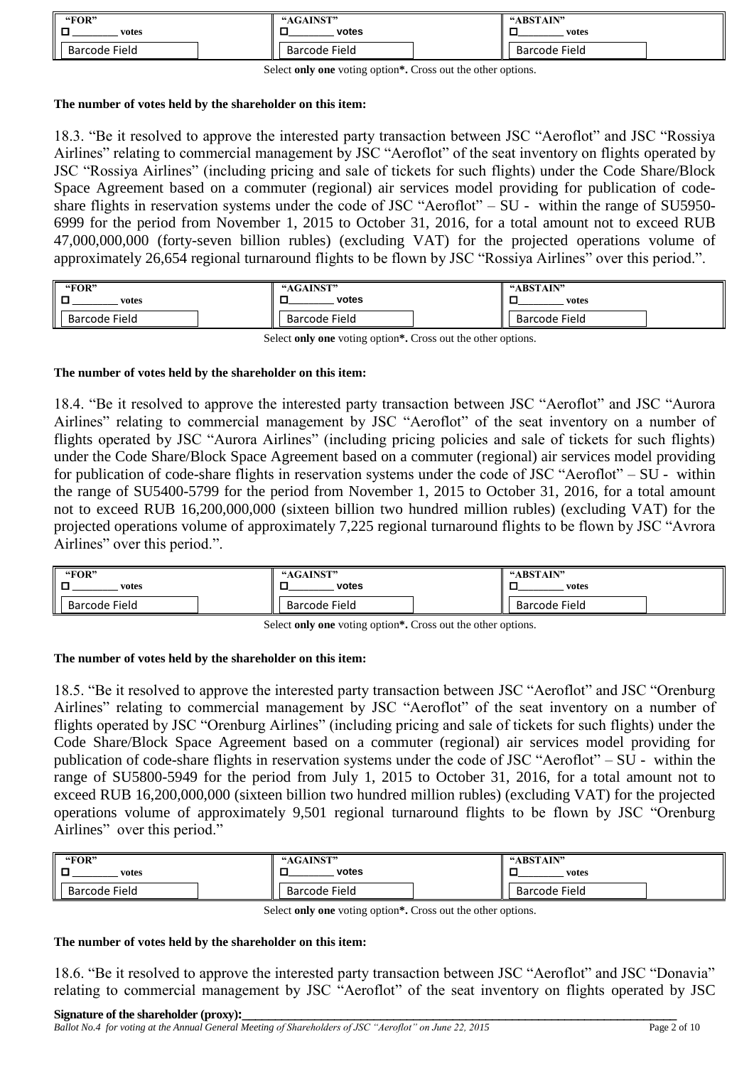| "FOR" | "AGAINST" | "ABSTAIN" |
|---|---|---|
| ☐ ________ votes | ☐ ________ votes | ☐ ________ votes |
| Barcode Field | Barcode Field | Barcode Field |

Select **only one** voting option**\***. Cross out the other options.

**The number of votes held by the shareholder on this item:**

18.3. "Be it resolved to approve the interested party transaction between JSC "Aeroflot" and JSC "Rossiya Airlines" relating to commercial management by JSC "Aeroflot" of the seat inventory on flights operated by JSC "Rossiya Airlines" (including pricing and sale of tickets for such flights) under the Code Share/Block Space Agreement based on a commuter (regional) air services model providing for publication of code-share flights in reservation systems under the code of JSC "Aeroflot" – SU - within the range of SU5950-6999 for the period from November 1, 2015 to October 31, 2016, for a total amount not to exceed RUB 47,000,000,000 (forty-seven billion rubles) (excluding VAT) for the projected operations volume of approximately 26,654 regional turnaround flights to be flown by JSC "Rossiya Airlines" over this period.".

| "FOR" | "AGAINST" | "ABSTAIN" |
|---|---|---|
| ☐ ________ votes | ☐ ________ votes | ☐ ________ votes |
| Barcode Field | Barcode Field | Barcode Field |

Select **only one** voting option**\***. Cross out the other options.

**The number of votes held by the shareholder on this item:**

18.4. "Be it resolved to approve the interested party transaction between JSC "Aeroflot" and JSC "Aurora Airlines" relating to commercial management by JSC "Aeroflot" of the seat inventory on a number of flights operated by JSC "Aurora Airlines" (including pricing policies and sale of tickets for such flights) under the Code Share/Block Space Agreement based on a commuter (regional) air services model providing for publication of code-share flights in reservation systems under the code of JSC "Aeroflot" – SU - within the range of SU5400-5799 for the period from November 1, 2015 to October 31, 2016, for a total amount not to exceed RUB 16,200,000,000 (sixteen billion two hundred million rubles) (excluding VAT) for the projected operations volume of approximately 7,225 regional turnaround flights to be flown by JSC "Avrora Airlines" over this period.".

| "FOR" | "AGAINST" | "ABSTAIN" |
|---|---|---|
| ☐ ________ votes | ☐ ________ votes | ☐ ________ votes |
| Barcode Field | Barcode Field | Barcode Field |

Select **only one** voting option**\***. Cross out the other options.

**The number of votes held by the shareholder on this item:**

18.5. "Be it resolved to approve the interested party transaction between JSC "Aeroflot" and JSC "Orenburg Airlines" relating to commercial management by JSC "Aeroflot" of the seat inventory on a number of flights operated by JSC "Orenburg Airlines" (including pricing and sale of tickets for such flights) under the Code Share/Block Space Agreement based on a commuter (regional) air services model providing for publication of code-share flights in reservation systems under the code of JSC "Aeroflot" – SU - within the range of SU5800-5949 for the period from July 1, 2015 to October 31, 2016, for a total amount not to exceed RUB 16,200,000,000 (sixteen billion two hundred million rubles) (excluding VAT) for the projected operations volume of approximately 9,501 regional turnaround flights to be flown by JSC "Orenburg Airlines" over this period."

| "FOR" | "AGAINST" | "ABSTAIN" |
|---|---|---|
| ☐ ________ votes | ☐ ________ votes | ☐ ________ votes |
| Barcode Field | Barcode Field | Barcode Field |

Select **only one** voting option**\***. Cross out the other options.

**The number of votes held by the shareholder on this item:**

18.6. "Be it resolved to approve the interested party transaction between JSC "Aeroflot" and JSC "Donavia" relating to commercial management by JSC "Aeroflot" of the seat inventory on flights operated by JSC

**Signature of the shareholder (proxy):**______________________________________________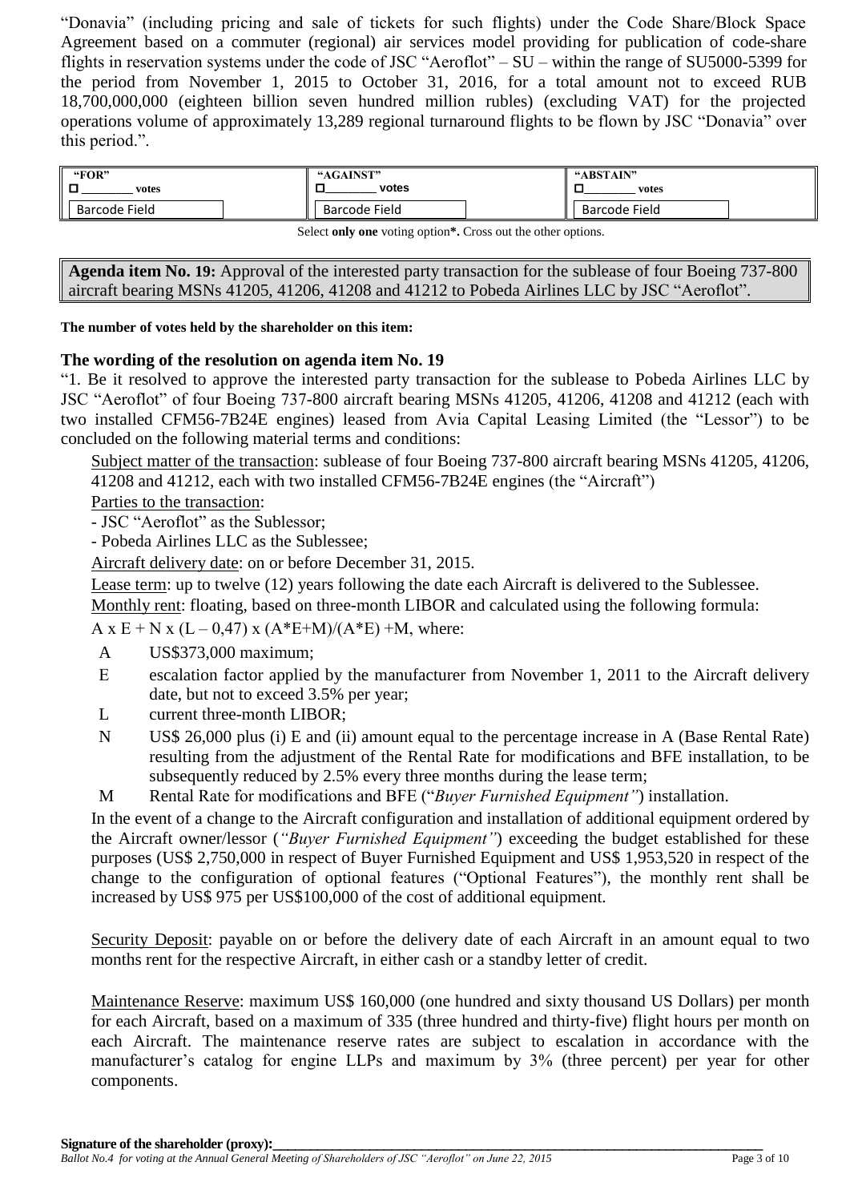"Donavia" (including pricing and sale of tickets for such flights) under the Code Share/Block Space Agreement based on a commuter (regional) air services model providing for publication of code-share flights in reservation systems under the code of JSC "Aeroflot" – SU – within the range of SU5000-5399 for the period from November 1, 2015 to October 31, 2016, for a total amount not to exceed RUB 18,700,000,000 (eighteen billion seven hundred million rubles) (excluding VAT) for the projected operations volume of approximately 13,289 regional turnaround flights to be flown by JSC "Donavia" over this period.".

| "FOR" | "AGAINST" | "ABSTAIN" |
|---|---|---|
| ☐ ________ votes | ☐ ________ votes | ☐ ________ votes |
| Barcode Field | Barcode Field | Barcode Field |

Select **only one** voting option**\***. Cross out the other options.

**Agenda item No. 19:** Approval of the interested party transaction for the sublease of four Boeing 737-800 aircraft bearing MSNs 41205, 41206, 41208 and 41212 to Pobeda Airlines LLC by JSC "Aeroflot".

**The number of votes held by the shareholder on this item:**

### The wording of the resolution on agenda item No. 19

"1. Be it resolved to approve the interested party transaction for the sublease to Pobeda Airlines LLC by JSC "Aeroflot" of four Boeing 737-800 aircraft bearing MSNs 41205, 41206, 41208 and 41212 (each with two installed CFM56-7B24E engines) leased from Avia Capital Leasing Limited (the "Lessor") to be concluded on the following material terms and conditions:

Subject matter of the transaction: sublease of four Boeing 737-800 aircraft bearing MSNs 41205, 41206, 41208 and 41212, each with two installed CFM56-7B24E engines (the "Aircraft")

Parties to the transaction:

- JSC "Aeroflot" as the Sublessor;
- Pobeda Airlines LLC as the Sublessee;

Aircraft delivery date: on or before December 31, 2015.

Lease term: up to twelve (12) years following the date each Aircraft is delivered to the Sublessee.

Monthly rent: floating, based on three-month LIBOR and calculated using the following formula:

$A \times E + N \times (L – 0{,}47) \times (A^*E+M)/(A^*E) +M$, where:

- A — US$373,000 maximum;
- E — escalation factor applied by the manufacturer from November 1, 2011 to the Aircraft delivery date, but not to exceed 3.5% per year;
- L — current three-month LIBOR;
- N — US$ 26,000 plus (i) E and (ii) amount equal to the percentage increase in A (Base Rental Rate) resulting from the adjustment of the Rental Rate for modifications and BFE installation, to be subsequently reduced by 2.5% every three months during the lease term;
- M — Rental Rate for modifications and BFE ("*Buyer Furnished Equipment"*) installation.

In the event of a change to the Aircraft configuration and installation of additional equipment ordered by the Aircraft owner/lessor (*"Buyer Furnished Equipment"*) exceeding the budget established for these purposes (US$ 2,750,000 in respect of Buyer Furnished Equipment and US$ 1,953,520 in respect of the change to the configuration of optional features ("Optional Features"), the monthly rent shall be increased by US$ 975 per US$100,000 of the cost of additional equipment.

Security Deposit: payable on or before the delivery date of each Aircraft in an amount equal to two months rent for the respective Aircraft, in either cash or a standby letter of credit.

Maintenance Reserve: maximum US$ 160,000 (one hundred and sixty thousand US Dollars) per month for each Aircraft, based on a maximum of 335 (three hundred and thirty-five) flight hours per month on each Aircraft. The maintenance reserve rates are subject to escalation in accordance with the manufacturer's catalog for engine LLPs and maximum by 3% (three percent) per year for other components.

**Signature of the shareholder (proxy):**______________________________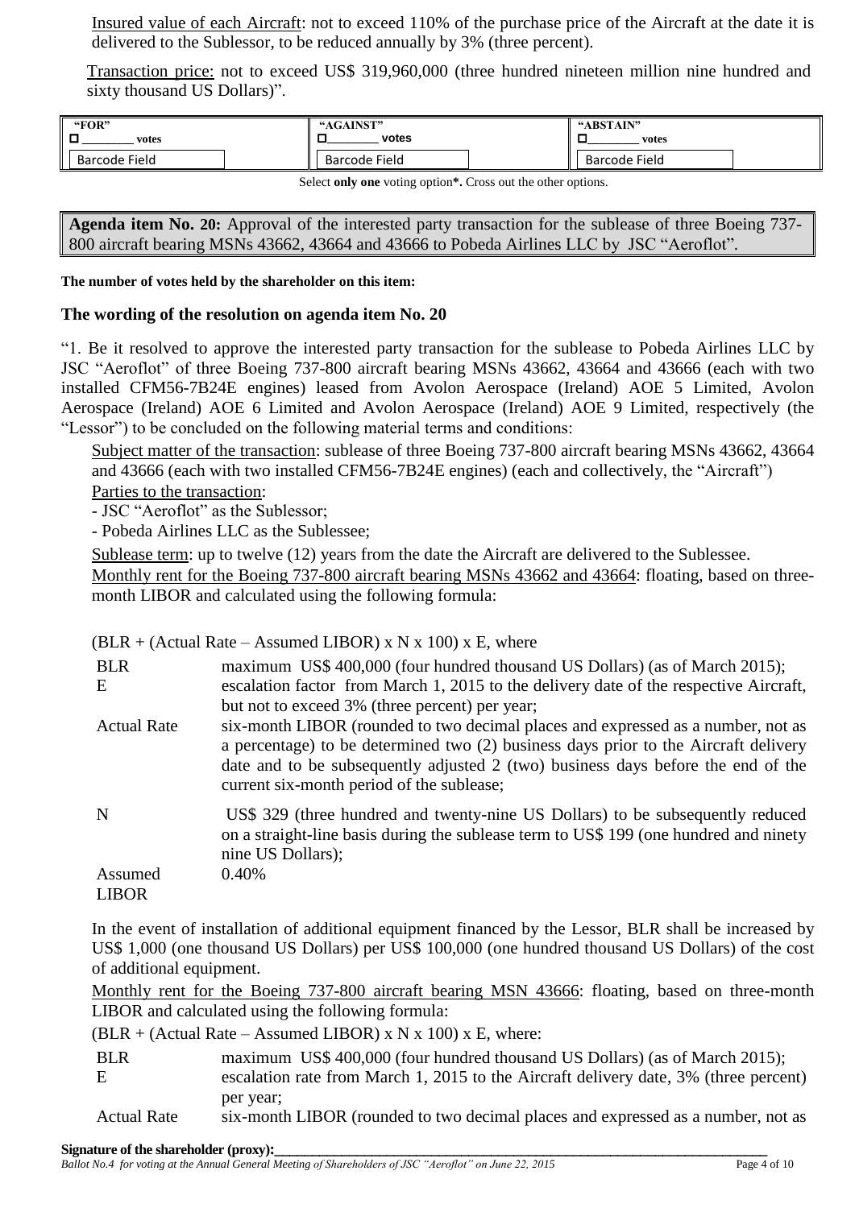Insured value of each Aircraft: not to exceed 110% of the purchase price of the Aircraft at the date it is delivered to the Sublessor, to be reduced annually by 3% (three percent).

Transaction price: not to exceed US$ 319,960,000 (three hundred nineteen million nine hundred and sixty thousand US Dollars)".

| "FOR" | "AGAINST" | "ABSTAIN" |
|---|---|---|
| ☐ ________ votes | ☐ ________ votes | ☐ ________ votes |
| Barcode Field | Barcode Field | Barcode Field |

Select **only one** voting option**\***. Cross out the other options.

**Agenda item No. 20:** Approval of the interested party transaction for the sublease of three Boeing 737-800 aircraft bearing MSNs 43662, 43664 and 43666 to Pobeda Airlines LLC by JSC "Aeroflot".

**The number of votes held by the shareholder on this item:**

**The wording of the resolution on agenda item No. 20**

"1. Be it resolved to approve the interested party transaction for the sublease to Pobeda Airlines LLC by JSC "Aeroflot" of three Boeing 737-800 aircraft bearing MSNs 43662, 43664 and 43666 (each with two installed CFM56-7B24E engines) leased from Avolon Aerospace (Ireland) AOE 5 Limited, Avolon Aerospace (Ireland) AOE 6 Limited and Avolon Aerospace (Ireland) AOE 9 Limited, respectively (the "Lessor") to be concluded on the following material terms and conditions:

Subject matter of the transaction: sublease of three Boeing 737-800 aircraft bearing MSNs 43662, 43664 and 43666 (each with two installed CFM56-7B24E engines) (each and collectively, the "Aircraft")

Parties to the transaction:

- JSC "Aeroflot" as the Sublessor;
- Pobeda Airlines LLC as the Sublessee;

Sublease term: up to twelve (12) years from the date the Aircraft are delivered to the Sublessee.

Monthly rent for the Boeing 737-800 aircraft bearing MSNs 43662 and 43664: floating, based on three-month LIBOR and calculated using the following formula:

(BLR + (Actual Rate – Assumed LIBOR) x N x 100) x E, where

| | |
|---|---|
| BLR | maximum US$ 400,000 (four hundred thousand US Dollars) (as of March 2015); |
| E | escalation factor from March 1, 2015 to the delivery date of the respective Aircraft, but not to exceed 3% (three percent) per year; |
| Actual Rate | six-month LIBOR (rounded to two decimal places and expressed as a number, not as a percentage) to be determined two (2) business days prior to the Aircraft delivery date and to be subsequently adjusted 2 (two) business days before the end of the current six-month period of the sublease; |
| N | US$ 329 (three hundred and twenty-nine US Dollars) to be subsequently reduced on a straight-line basis during the sublease term to US$ 199 (one hundred and ninety nine US Dollars); |
| Assumed LIBOR | 0.40% |

In the event of installation of additional equipment financed by the Lessor, BLR shall be increased by US$ 1,000 (one thousand US Dollars) per US$ 100,000 (one hundred thousand US Dollars) of the cost of additional equipment.

Monthly rent for the Boeing 737-800 aircraft bearing MSN 43666: floating, based on three-month LIBOR and calculated using the following formula:

(BLR + (Actual Rate – Assumed LIBOR) x N x 100) x E, where:

| | |
|---|---|
| BLR | maximum US$ 400,000 (four hundred thousand US Dollars) (as of March 2015); |
| E | escalation rate from March 1, 2015 to the Aircraft delivery date, 3% (three percent) per year; |
| Actual Rate | six-month LIBOR (rounded to two decimal places and expressed as a number, not as |

**Signature of the shareholder (proxy):**________________________________________________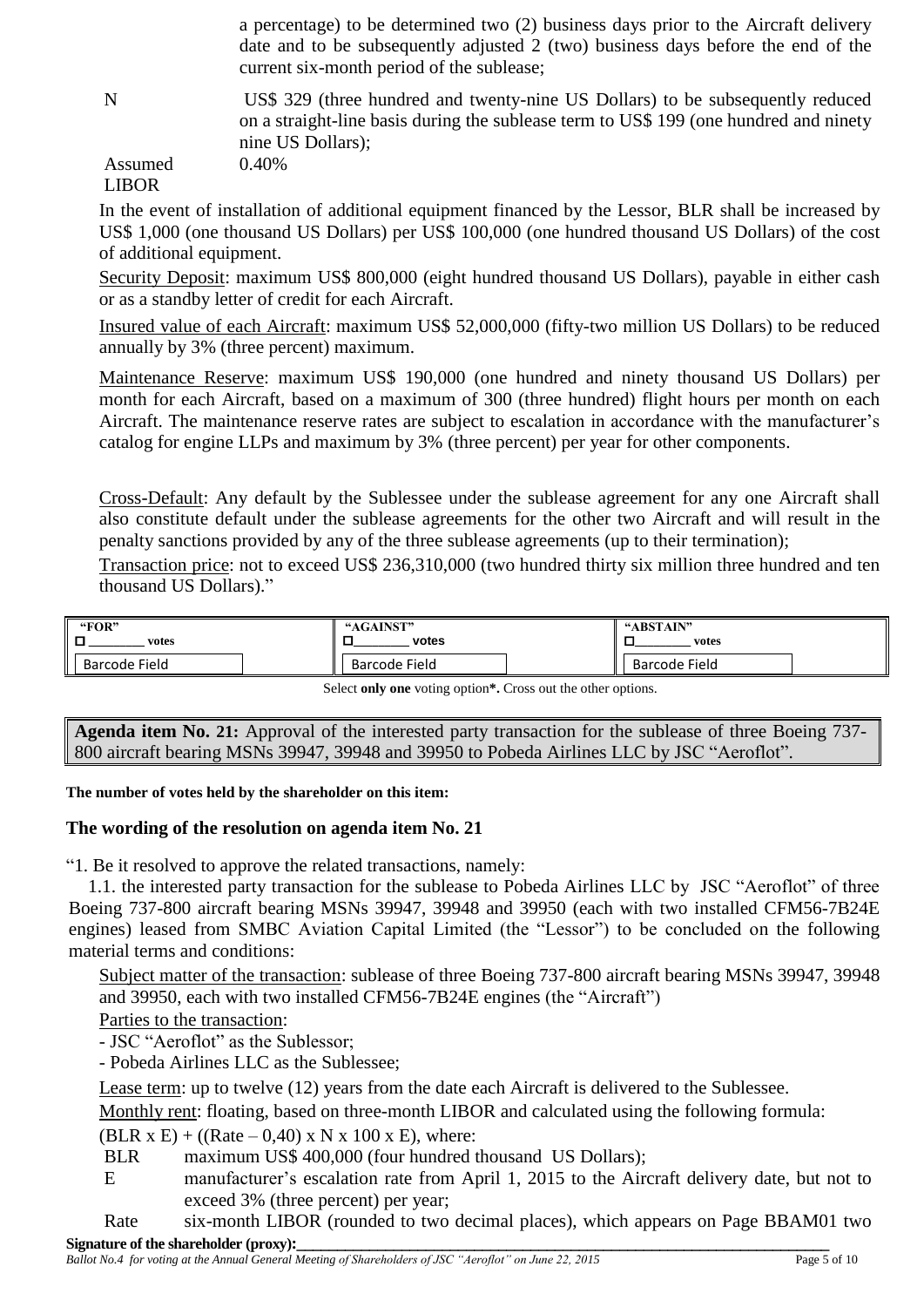a percentage) to be determined two (2) business days prior to the Aircraft delivery date and to be subsequently adjusted 2 (two) business days before the end of the current six-month period of the sublease;

N US$ 329 (three hundred and twenty-nine US Dollars) to be subsequently reduced on a straight-line basis during the sublease term to US$ 199 (one hundred and ninety nine US Dollars);

Assumed LIBOR 0.40%

In the event of installation of additional equipment financed by the Lessor, BLR shall be increased by US$ 1,000 (one thousand US Dollars) per US$ 100,000 (one hundred thousand US Dollars) of the cost of additional equipment.

Security Deposit: maximum US$ 800,000 (eight hundred thousand US Dollars), payable in either cash or as a standby letter of credit for each Aircraft.

Insured value of each Aircraft: maximum US$ 52,000,000 (fifty-two million US Dollars) to be reduced annually by 3% (three percent) maximum.

Maintenance Reserve: maximum US$ 190,000 (one hundred and ninety thousand US Dollars) per month for each Aircraft, based on a maximum of 300 (three hundred) flight hours per month on each Aircraft. The maintenance reserve rates are subject to escalation in accordance with the manufacturer's catalog for engine LLPs and maximum by 3% (three percent) per year for other components.

Cross-Default: Any default by the Sublessee under the sublease agreement for any one Aircraft shall also constitute default under the sublease agreements for the other two Aircraft and will result in the penalty sanctions provided by any of the three sublease agreements (up to their termination);

Transaction price: not to exceed US$ 236,310,000 (two hundred thirty six million three hundred and ten thousand US Dollars)."

| "FOR" | "AGAINST" | "ABSTAIN" |
|---|---|---|
| ☐ ________ votes | ☐ ________ votes | ☐ ________ votes |
| Barcode Field | Barcode Field | Barcode Field |

Select **only one** voting option**\***. Cross out the other options.

**Agenda item No. 21:** Approval of the interested party transaction for the sublease of three Boeing 737-800 aircraft bearing MSNs 39947, 39948 and 39950 to Pobeda Airlines LLC by JSC "Aeroflot".

**The number of votes held by the shareholder on this item:**

### The wording of the resolution on agenda item No. 21

"1. Be it resolved to approve the related transactions, namely:

1.1. the interested party transaction for the sublease to Pobeda Airlines LLC by JSC "Aeroflot" of three Boeing 737-800 aircraft bearing MSNs 39947, 39948 and 39950 (each with two installed CFM56-7B24E engines) leased from SMBC Aviation Capital Limited (the "Lessor") to be concluded on the following material terms and conditions:

Subject matter of the transaction: sublease of three Boeing 737-800 aircraft bearing MSNs 39947, 39948 and 39950, each with two installed CFM56-7B24E engines (the "Aircraft")

Parties to the transaction:

- JSC "Aeroflot" as the Sublessor;
- Pobeda Airlines LLC as the Sublessee;

Lease term: up to twelve (12) years from the date each Aircraft is delivered to the Sublessee.

Monthly rent: floating, based on three-month LIBOR and calculated using the following formula:

(BLR x E) + ((Rate – 0,40) x N x 100 x E), where:

BLR maximum US$ 400,000 (four hundred thousand US Dollars);

E manufacturer's escalation rate from April 1, 2015 to the Aircraft delivery date, but not to exceed 3% (three percent) per year;

Rate six-month LIBOR (rounded to two decimal places), which appears on Page BBAM01 two

**Signature of the shareholder (proxy):**_______________________________________________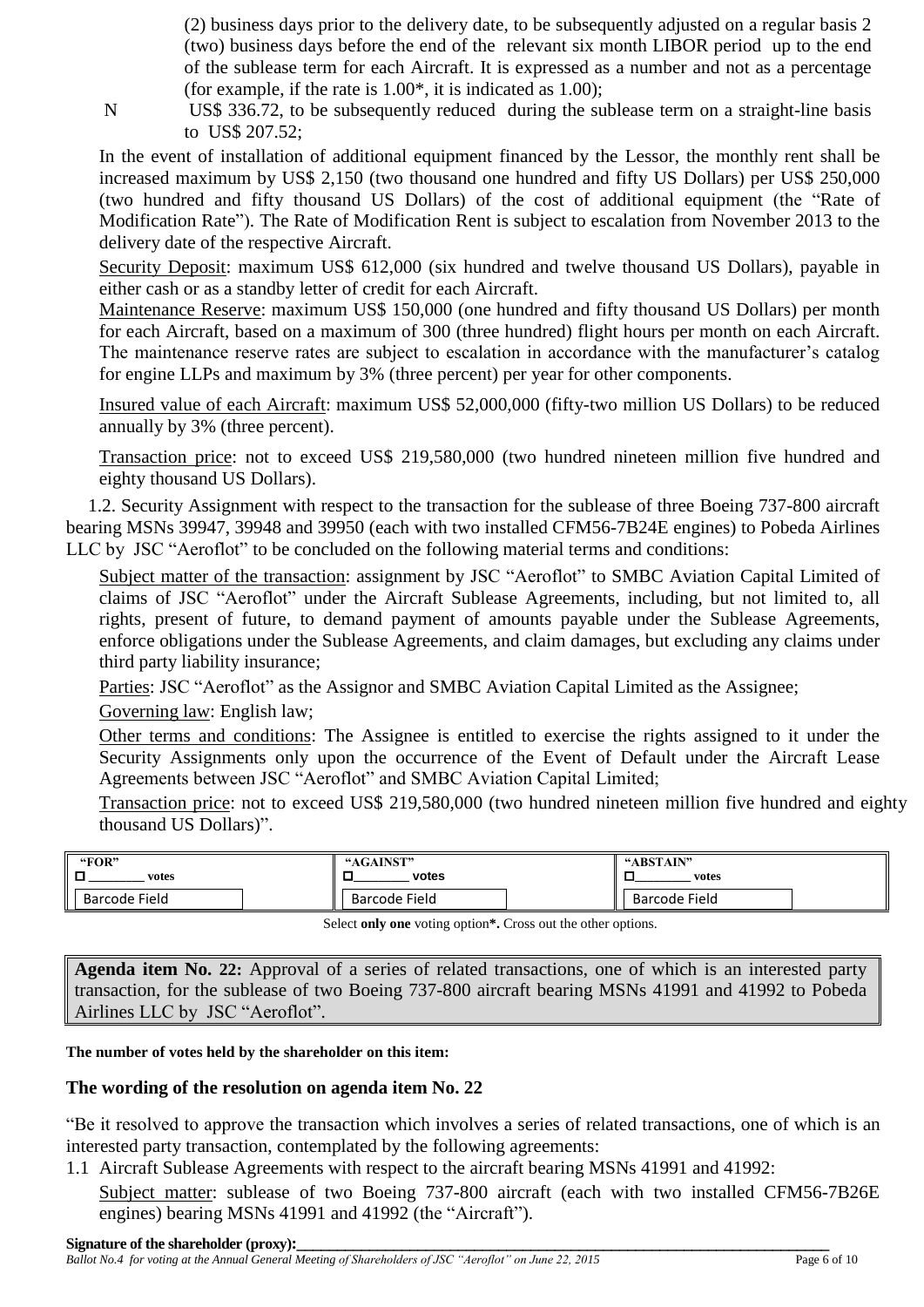(2) business days prior to the delivery date, to be subsequently adjusted on a regular basis 2 (two) business days before the end of the relevant six month LIBOR period up to the end of the sublease term for each Aircraft. It is expressed as a number and not as a percentage (for example, if the rate is 1.00*, it is indicated as 1.00);

N US$ 336.72, to be subsequently reduced during the sublease term on a straight-line basis to US$ 207.52;

In the event of installation of additional equipment financed by the Lessor, the monthly rent shall be increased maximum by US$ 2,150 (two thousand one hundred and fifty US Dollars) per US$ 250,000 (two hundred and fifty thousand US Dollars) of the cost of additional equipment (the "Rate of Modification Rate"). The Rate of Modification Rent is subject to escalation from November 2013 to the delivery date of the respective Aircraft.

Security Deposit: maximum US$ 612,000 (six hundred and twelve thousand US Dollars), payable in either cash or as a standby letter of credit for each Aircraft.

Maintenance Reserve: maximum US$ 150,000 (one hundred and fifty thousand US Dollars) per month for each Aircraft, based on a maximum of 300 (three hundred) flight hours per month on each Aircraft. The maintenance reserve rates are subject to escalation in accordance with the manufacturer's catalog for engine LLPs and maximum by 3% (three percent) per year for other components.

Insured value of each Aircraft: maximum US$ 52,000,000 (fifty-two million US Dollars) to be reduced annually by 3% (three percent).

Transaction price: not to exceed US$ 219,580,000 (two hundred nineteen million five hundred and eighty thousand US Dollars).

1.2. Security Assignment with respect to the transaction for the sublease of three Boeing 737-800 aircraft bearing MSNs 39947, 39948 and 39950 (each with two installed CFM56-7B24E engines) to Pobeda Airlines LLC by JSC "Aeroflot" to be concluded on the following material terms and conditions:

Subject matter of the transaction: assignment by JSC "Aeroflot" to SMBC Aviation Capital Limited of claims of JSC "Aeroflot" under the Aircraft Sublease Agreements, including, but not limited to, all rights, present of future, to demand payment of amounts payable under the Sublease Agreements, enforce obligations under the Sublease Agreements, and claim damages, but excluding any claims under third party liability insurance;

Parties: JSC "Aeroflot" as the Assignor and SMBC Aviation Capital Limited as the Assignee;

Governing law: English law;

Other terms and conditions: The Assignee is entitled to exercise the rights assigned to it under the Security Assignments only upon the occurrence of the Event of Default under the Aircraft Lease Agreements between JSC "Aeroflot" and SMBC Aviation Capital Limited;

Transaction price: not to exceed US$ 219,580,000 (two hundred nineteen million five hundred and eighty thousand US Dollars)".

| "FOR" | "AGAINST" | "ABSTAIN" |
|---|---|---|
| ☐ ________ votes | ☐ ________ votes | ☐ ________ votes |
| Barcode Field | Barcode Field | Barcode Field |

Select **only one** voting option*. Cross out the other options.

**Agenda item No. 22:** Approval of a series of related transactions, one of which is an interested party transaction, for the sublease of two Boeing 737-800 aircraft bearing MSNs 41991 and 41992 to Pobeda Airlines LLC by JSC "Aeroflot".

**The number of votes held by the shareholder on this item:**

### The wording of the resolution on agenda item No. 22

"Be it resolved to approve the transaction which involves a series of related transactions, one of which is an interested party transaction, contemplated by the following agreements:

1.1 Aircraft Sublease Agreements with respect to the aircraft bearing MSNs 41991 and 41992:

Subject matter: sublease of two Boeing 737-800 aircraft (each with two installed CFM56-7B26E engines) bearing MSNs 41991 and 41992 (the "Aircraft").

**Signature of the shareholder (proxy):**______________________________________________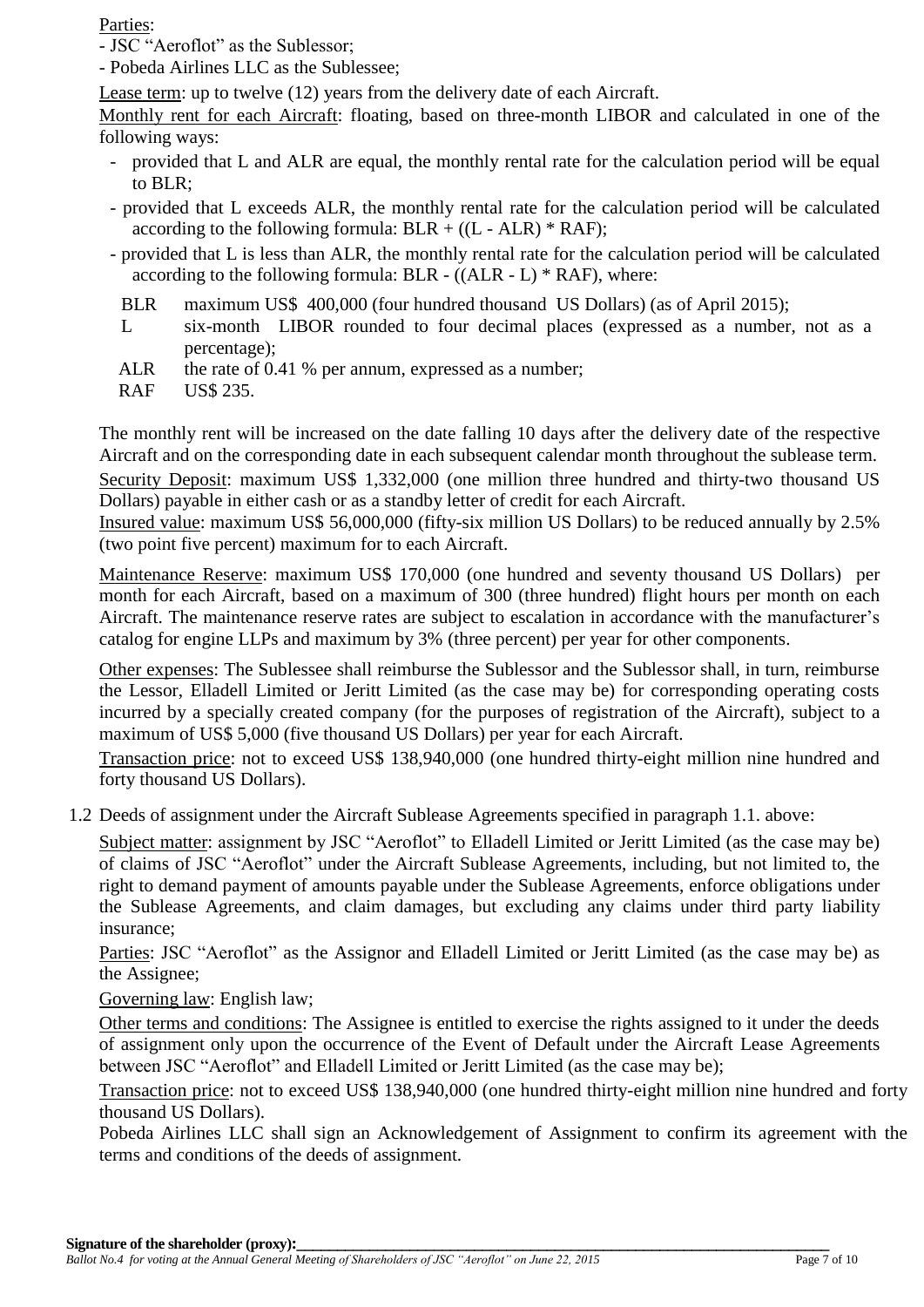Parties:

- JSC "Aeroflot" as the Sublessor;
- Pobeda Airlines LLC as the Sublessee;

Lease term: up to twelve (12) years from the delivery date of each Aircraft.

Monthly rent for each Aircraft: floating, based on three-month LIBOR and calculated in one of the following ways:

- provided that L and ALR are equal, the monthly rental rate for the calculation period will be equal to BLR;
- provided that L exceeds ALR, the monthly rental rate for the calculation period will be calculated according to the following formula: BLR + ((L - ALR) * RAF);
- provided that L is less than ALR, the monthly rental rate for the calculation period will be calculated according to the following formula: BLR - ((ALR - L) * RAF), where:

| | |
|---|---|
| BLR | maximum US$ 400,000 (four hundred thousand US Dollars) (as of April 2015); |
| L | six-month LIBOR rounded to four decimal places (expressed as a number, not as a percentage); |
| ALR | the rate of 0.41 % per annum, expressed as a number; |
| RAF | US$ 235. |

The monthly rent will be increased on the date falling 10 days after the delivery date of the respective Aircraft and on the corresponding date in each subsequent calendar month throughout the sublease term.

Security Deposit: maximum US$ 1,332,000 (one million three hundred and thirty-two thousand US Dollars) payable in either cash or as a standby letter of credit for each Aircraft.

Insured value: maximum US$ 56,000,000 (fifty-six million US Dollars) to be reduced annually by 2.5% (two point five percent) maximum for to each Aircraft.

Maintenance Reserve: maximum US$ 170,000 (one hundred and seventy thousand US Dollars) per month for each Aircraft, based on a maximum of 300 (three hundred) flight hours per month on each Aircraft. The maintenance reserve rates are subject to escalation in accordance with the manufacturer's catalog for engine LLPs and maximum by 3% (three percent) per year for other components.

Other expenses: The Sublessee shall reimburse the Sublessor and the Sublessor shall, in turn, reimburse the Lessor, Elladell Limited or Jeritt Limited (as the case may be) for corresponding operating costs incurred by a specially created company (for the purposes of registration of the Aircraft), subject to a maximum of US$ 5,000 (five thousand US Dollars) per year for each Aircraft.

Transaction price: not to exceed US$ 138,940,000 (one hundred thirty-eight million nine hundred and forty thousand US Dollars).

1.2 Deeds of assignment under the Aircraft Sublease Agreements specified in paragraph 1.1. above:

Subject matter: assignment by JSC "Aeroflot" to Elladell Limited or Jeritt Limited (as the case may be) of claims of JSC "Aeroflot" under the Aircraft Sublease Agreements, including, but not limited to, the right to demand payment of amounts payable under the Sublease Agreements, enforce obligations under the Sublease Agreements, and claim damages, but excluding any claims under third party liability insurance;

Parties: JSC "Aeroflot" as the Assignor and Elladell Limited or Jeritt Limited (as the case may be) as the Assignee;

Governing law: English law;

Other terms and conditions: The Assignee is entitled to exercise the rights assigned to it under the deeds of assignment only upon the occurrence of the Event of Default under the Aircraft Lease Agreements between JSC "Aeroflot" and Elladell Limited or Jeritt Limited (as the case may be);

Transaction price: not to exceed US$ 138,940,000 (one hundred thirty-eight million nine hundred and forty thousand US Dollars).

Pobeda Airlines LLC shall sign an Acknowledgement of Assignment to confirm its agreement with the terms and conditions of the deeds of assignment.

**Signature of the shareholder (proxy):**\_\_\_\_\_\_\_\_\_\_\_\_\_\_\_\_\_\_\_\_\_\_\_\_\_\_\_\_\_\_\_\_\_\_\_\_\_\_\_\_

*Ballot No.4 for voting at the Annual General Meeting of Shareholders of JSC "Aeroflot" on June 22, 2015*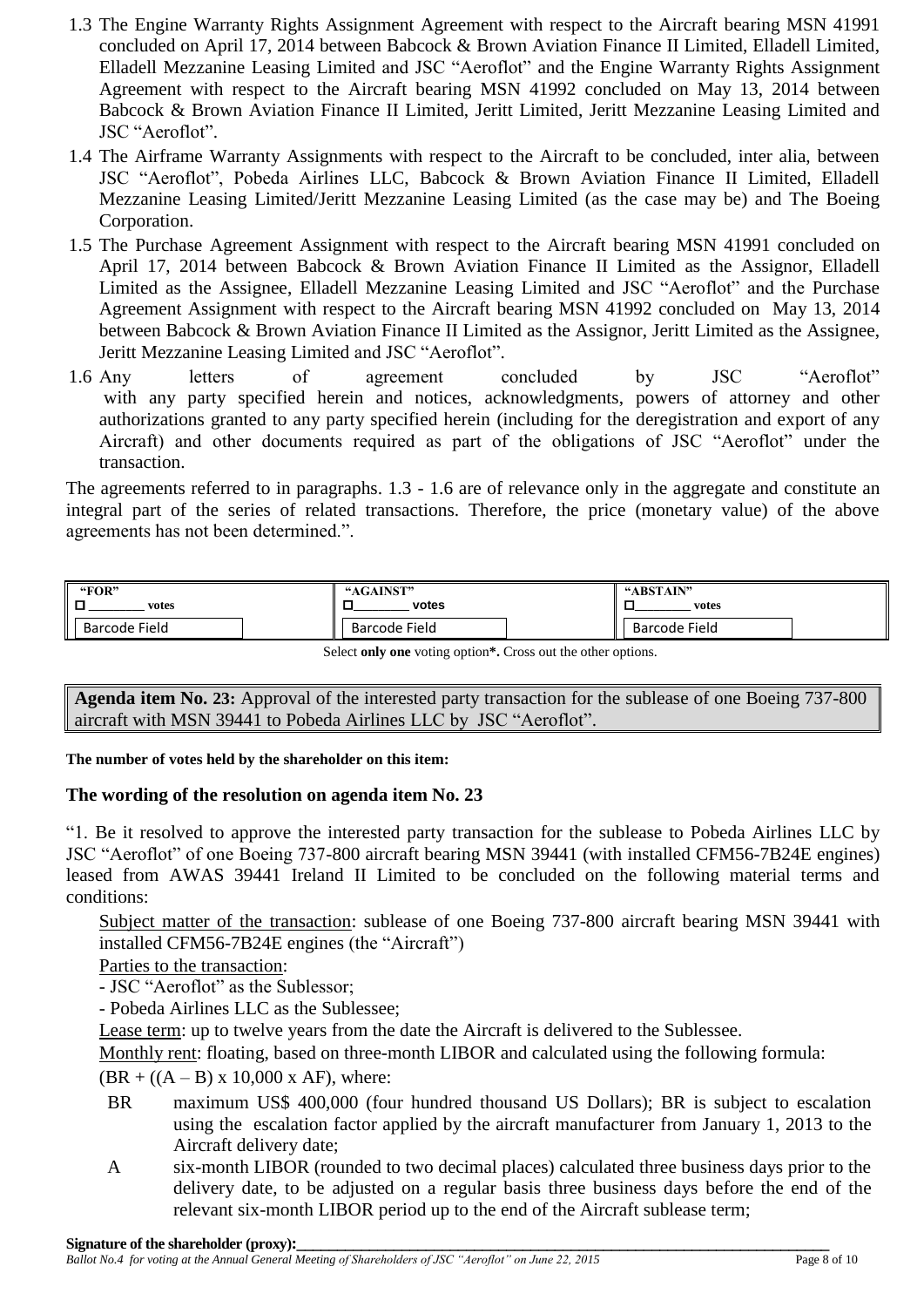1.3 The Engine Warranty Rights Assignment Agreement with respect to the Aircraft bearing MSN 41991 concluded on April 17, 2014 between Babcock & Brown Aviation Finance II Limited, Elladell Limited, Elladell Mezzanine Leasing Limited and JSC "Aeroflot" and the Engine Warranty Rights Assignment Agreement with respect to the Aircraft bearing MSN 41992 concluded on May 13, 2014 between Babcock & Brown Aviation Finance II Limited, Jeritt Limited, Jeritt Mezzanine Leasing Limited and JSC "Aeroflot".

1.4 The Airframe Warranty Assignments with respect to the Aircraft to be concluded, inter alia, between JSC "Aeroflot", Pobeda Airlines LLC, Babcock & Brown Aviation Finance II Limited, Elladell Mezzanine Leasing Limited/Jeritt Mezzanine Leasing Limited (as the case may be) and The Boeing Corporation.

1.5 The Purchase Agreement Assignment with respect to the Aircraft bearing MSN 41991 concluded on April 17, 2014 between Babcock & Brown Aviation Finance II Limited as the Assignor, Elladell Limited as the Assignee, Elladell Mezzanine Leasing Limited and JSC "Aeroflot" and the Purchase Agreement Assignment with respect to the Aircraft bearing MSN 41992 concluded on May 13, 2014 between Babcock & Brown Aviation Finance II Limited as the Assignor, Jeritt Limited as the Assignee, Jeritt Mezzanine Leasing Limited and JSC "Aeroflot".

1.6 Any letters of agreement concluded by JSC "Aeroflot" with any party specified herein and notices, acknowledgments, powers of attorney and other authorizations granted to any party specified herein (including for the deregistration and export of any Aircraft) and other documents required as part of the obligations of JSC "Aeroflot" under the transaction.

The agreements referred to in paragraphs. 1.3 - 1.6 are of relevance only in the aggregate and constitute an integral part of the series of related transactions. Therefore, the price (monetary value) of the above agreements has not been determined.".

| "FOR" | "AGAINST" | "ABSTAIN" |
|---|---|---|
| ☐ ________ votes | ☐ ________ votes | ☐ ________ votes |
| Barcode Field | Barcode Field | Barcode Field |

Select **only one** voting option**\***. Cross out the other options.

**Agenda item No. 23:** Approval of the interested party transaction for the sublease of one Boeing 737-800 aircraft with MSN 39441 to Pobeda Airlines LLC by JSC "Aeroflot".

**The number of votes held by the shareholder on this item:**

### The wording of the resolution on agenda item No. 23

"1. Be it resolved to approve the interested party transaction for the sublease to Pobeda Airlines LLC by JSC "Aeroflot" of one Boeing 737-800 aircraft bearing MSN 39441 (with installed CFM56-7B24E engines) leased from AWAS 39441 Ireland II Limited to be concluded on the following material terms and conditions:

Subject matter of the transaction: sublease of one Boeing 737-800 aircraft bearing MSN 39441 with installed CFM56-7B24E engines (the "Aircraft")

Parties to the transaction:

- JSC "Aeroflot" as the Sublessor;
- Pobeda Airlines LLC as the Sublessee;

Lease term: up to twelve years from the date the Aircraft is delivered to the Sublessee.

Monthly rent: floating, based on three-month LIBOR and calculated using the following formula:

(BR + ((A – B) x 10,000 x AF), where:

BR maximum US$ 400,000 (four hundred thousand US Dollars); BR is subject to escalation using the escalation factor applied by the aircraft manufacturer from January 1, 2013 to the Aircraft delivery date;

A six-month LIBOR (rounded to two decimal places) calculated three business days prior to the delivery date, to be adjusted on a regular basis three business days before the end of the relevant six-month LIBOR period up to the end of the Aircraft sublease term;

**Signature of the shareholder (proxy):**\_\_\_\_\_\_\_\_\_\_\_\_\_\_\_\_\_\_\_\_\_\_\_\_\_\_\_\_\_\_\_\_\_\_\_\_\_\_\_\_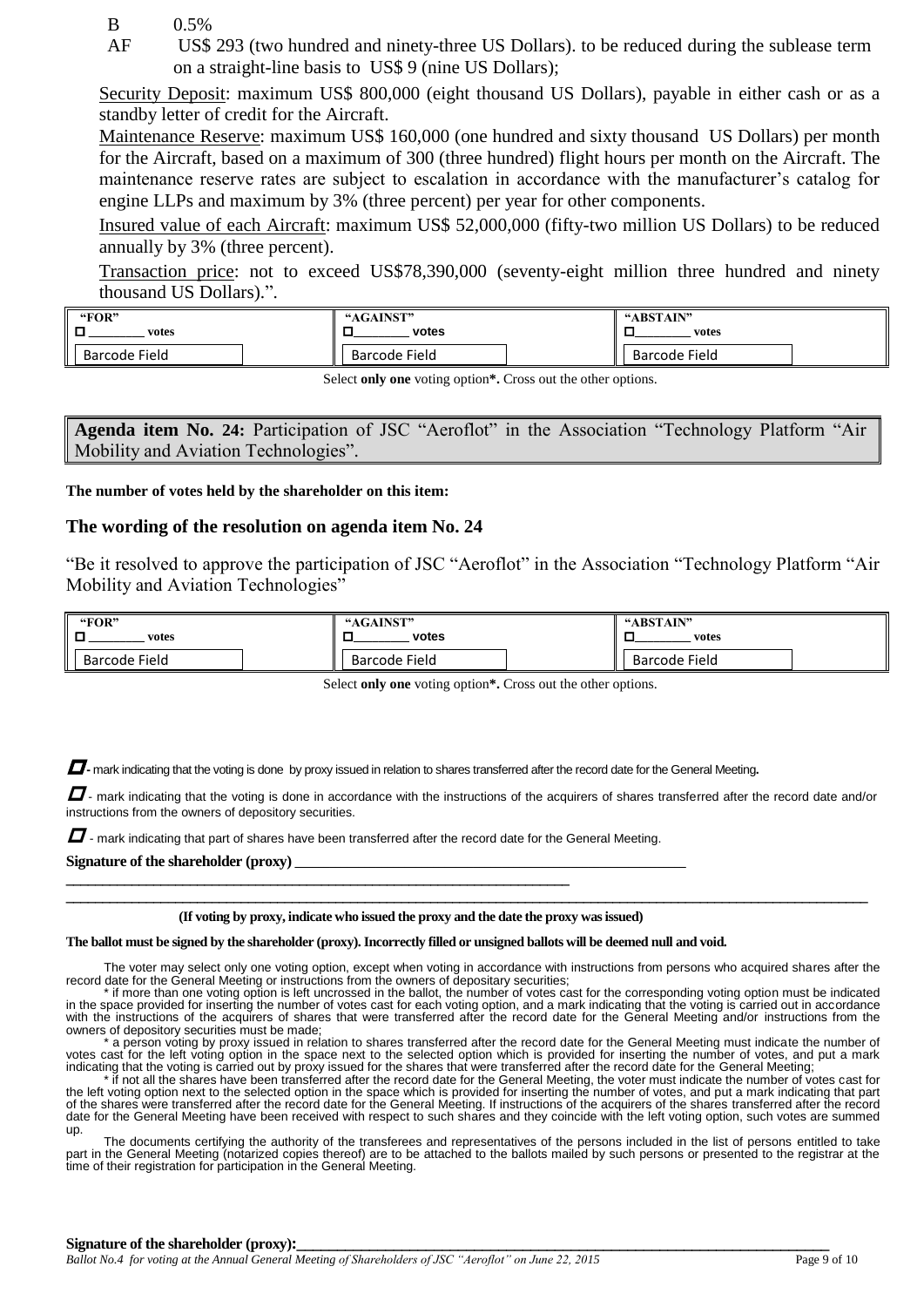B 0.5%

AF US$ 293 (two hundred and ninety-three US Dollars). to be reduced during the sublease term on a straight-line basis to US$ 9 (nine US Dollars);

Security Deposit: maximum US$ 800,000 (eight thousand US Dollars), payable in either cash or as a standby letter of credit for the Aircraft.

Maintenance Reserve: maximum US$ 160,000 (one hundred and sixty thousand US Dollars) per month for the Aircraft, based on a maximum of 300 (three hundred) flight hours per month on the Aircraft. The maintenance reserve rates are subject to escalation in accordance with the manufacturer's catalog for engine LLPs and maximum by 3% (three percent) per year for other components.

Insured value of each Aircraft: maximum US$ 52,000,000 (fifty-two million US Dollars) to be reduced annually by 3% (three percent).

Transaction price: not to exceed US$78,390,000 (seventy-eight million three hundred and ninety thousand US Dollars).".

| "FOR" | "AGAINST" | "ABSTAIN" |
|---|---|---|
| ☐ ________ votes | ☐ ________ votes | ☐ ________ votes |
| Barcode Field | Barcode Field | Barcode Field |

Select **only one** voting option**\***. Cross out the other options.

**Agenda item No. 24:** Participation of JSC "Aeroflot" in the Association "Technology Platform "Air Mobility and Aviation Technologies".

**The number of votes held by the shareholder on this item:**

## The wording of the resolution on agenda item No. 24

"Be it resolved to approve the participation of JSC "Aeroflot" in the Association "Technology Platform "Air Mobility and Aviation Technologies"

| "FOR" | "AGAINST" | "ABSTAIN" |
|---|---|---|
| ☐ ________ votes | ☐ ________ votes | ☐ ________ votes |
| Barcode Field | Barcode Field | Barcode Field |

Select **only one** voting option**\***. Cross out the other options.

☐ - mark indicating that the voting is done by proxy issued in relation to shares transferred after the record date for the General Meeting**.**

☐ - mark indicating that the voting is done in accordance with the instructions of the acquirers of shares transferred after the record date and/or instructions from the owners of depository securities.

☐ - mark indicating that part of shares have been transferred after the record date for the General Meeting.

**Signature of the shareholder (proxy)** ______________________________________________________

_______________________________________________________________________________

**(If voting by proxy, indicate who issued the proxy and the date the proxy was issued)**

**The ballot must be signed by the shareholder (proxy). Incorrectly filled or unsigned ballots will be deemed null and void.**

The voter may select only one voting option, except when voting in accordance with instructions from persons who acquired shares after the record date for the General Meeting or instructions from the owners of depositary securities;

\* if more than one voting option is left uncrossed in the ballot, the number of votes cast for the corresponding voting option must be indicated in the space provided for inserting the number of votes cast for each voting option, and a mark indicating that the voting is carried out in accordance with the instructions of the acquirers of shares that were transferred after the record date for the General Meeting and/or instructions from the owners of depository securities must be made;

\* a person voting by proxy issued in relation to shares transferred after the record date for the General Meeting must indicate the number of votes cast for the left voting option in the space next to the selected option which is provided for inserting the number of votes, and put a mark indicating that the voting is carried out by proxy issued for the shares that were transferred after the record date for the General Meeting;

\* if not all the shares have been transferred after the record date for the General Meeting, the voter must indicate the number of votes cast for the left voting option next to the selected option in the space which is provided for inserting the number of votes, and put a mark indicating that part of the shares were transferred after the record date for the General Meeting. If instructions of the acquirers of the shares transferred after the record date for the General Meeting have been received with respect to such shares and they coincide with the left voting option, such votes are summed up.

The documents certifying the authority of the transferees and representatives of the persons included in the list of persons entitled to take part in the General Meeting (notarized copies thereof) are to be attached to the ballots mailed by such persons or presented to the registrar at the time of their registration for participation in the General Meeting.

**Signature of the shareholder (proxy):**______________________________________________________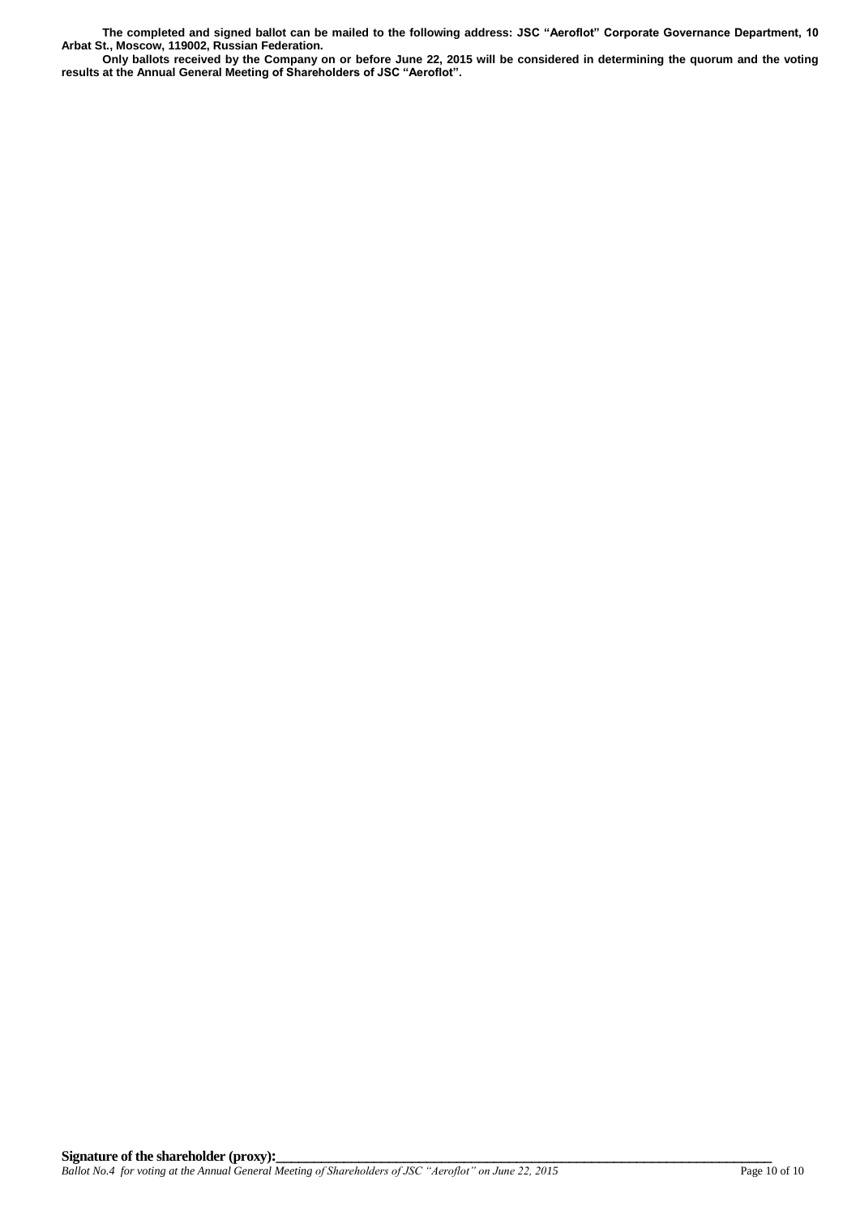**The completed and signed ballot can be mailed to the following address: JSC "Aeroflot" Corporate Governance Department, 10 Arbat St., Moscow, 119002, Russian Federation.**

**Only ballots received by the Company on or before June 22, 2015 will be considered in determining the quorum and the voting results at the Annual General Meeting of Shareholders of JSC "Aeroflot".**

**Signature of the shareholder (proxy):**\_\_\_\_\_\_\_\_\_\_\_\_\_\_\_\_\_\_\_\_\_\_\_\_\_\_\_\_\_\_\_\_\_\_\_\_\_\_\_\_\_\_\_\_\_\_\_\_\_\_\_\_\_\_\_\_\_\_